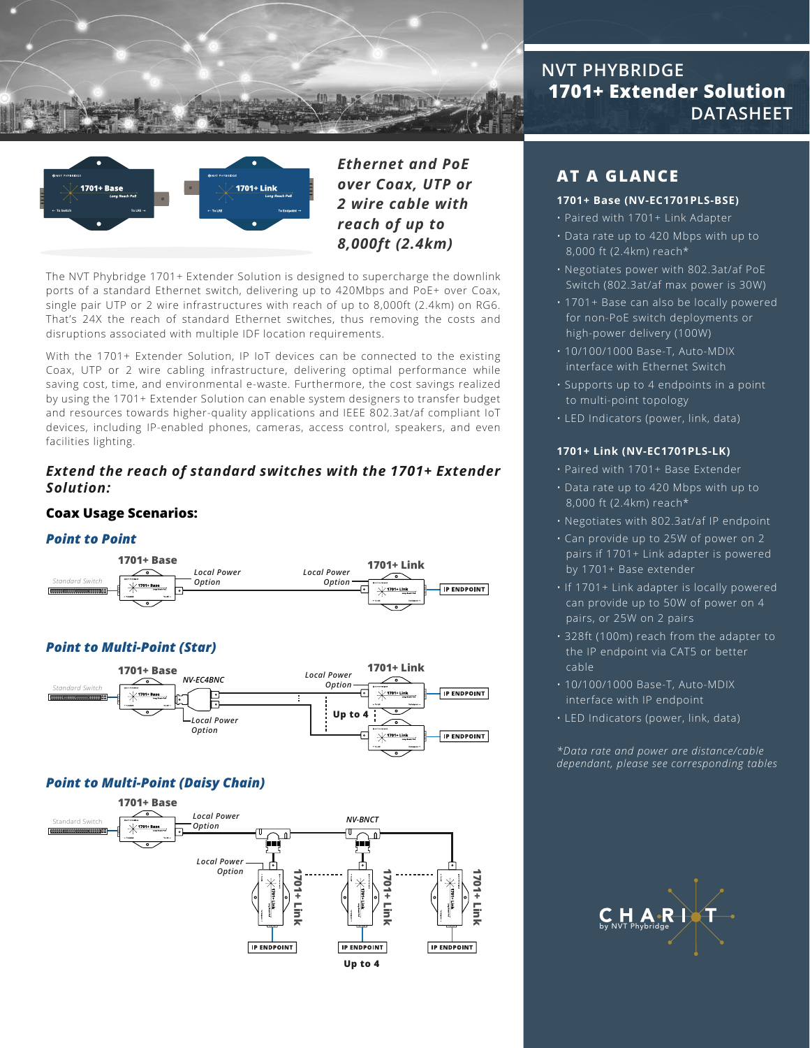# NVT PHYBRIDGE 1701+ Extender Solution DATASHEET

*Ethernet and PoE over Coax, UTP or 2 wire cable with reach of up to 8,000ft (2.4km)*

The NVT Phybridge 1701+ Extender Solution is designed to supercharge the downlink ports of a standard Ethernet switch, delivering up to 420Mbps and PoE+ over Coax, single pair UTP or 2 wire infrastructures with reach of up to 8,000ft (2.4km) on RG6. That's 24X the reach of standard Ethernet switches, thus removing the costs and disruptions associated with multiple IDF location requirements.

With the 1701+ Extender Solution, IP IoT devices can be connected to the existing Coax, UTP or 2 wire cabling infrastructure, delivering optimal performance while saving cost, time, and environmental e-waste. Furthermore, the cost savings realized by using the 1701+ Extender Solution can enable system designers to transfer budget and resources towards higher-quality applications and IEEE 802.3at/af compliant IoT devices, including IP-enabled phones, cameras, access control, speakers, and even facilities lighting.

### *Extend the reach of standard switches with the 1701+ Extender Solution:*

### Coax Usage Scenarios:

#### *Point to Point*

Standard Switch — 1701+ Base — Local Power Option — Local Power Option — 1701+ Link — IP ENDPOINT

#### *Point to Multi-Point (Star)*

Standard Switch — 1701+ Base — NV-EC4BNC — Local Power Option — Local Power Option — 1701+ Link — IP ENDPOINT — Up to 4

#### *Point to Multi-Point (Daisy Chain)*

Standard Switch — 1701+ Base — Local Power Option — NV-BNCT — Local Power Option — 1701+ Link — IP ENDPOINT — Up to 4

## AT A GLANCE

### 1701+ Base (NV-EC1701PLS-BSE)

- Paired with 1701+ Link Adapter
- Data rate up to 420 Mbps with up to 8,000 ft (2.4km) reach*
- Negotiates power with 802.3at/af PoE Switch (802.3at/af max power is 30W)
- 1701+ Base can also be locally powered for non-PoE switch deployments or high-power delivery (100W)
- 10/100/1000 Base-T, Auto-MDIX interface with Ethernet Switch
- Supports up to 4 endpoints in a point to multi-point topology
- LED Indicators (power, link, data)

### 1701+ Link (NV-EC1701PLS-LK)

- Paired with 1701+ Base Extender
- Data rate up to 420 Mbps with up to 8,000 ft (2.4km) reach*
- Negotiates with 802.3at/af IP endpoint
- Can provide up to 25W of power on 2 pairs if 1701+ Link adapter is powered by 1701+ Base extender
- If 1701+ Link adapter is locally powered can provide up to 50W of power on 4 pairs, or 25W on 2 pairs
- 328ft (100m) reach from the adapter to the IP endpoint via CAT5 or better cable
- 10/100/1000 Base-T, Auto-MDIX interface with IP endpoint
- LED Indicators (power, link, data)

*\*Data rate and power are distance/cable dependant, please see corresponding tables*

CHARIOT by NVT Phybridge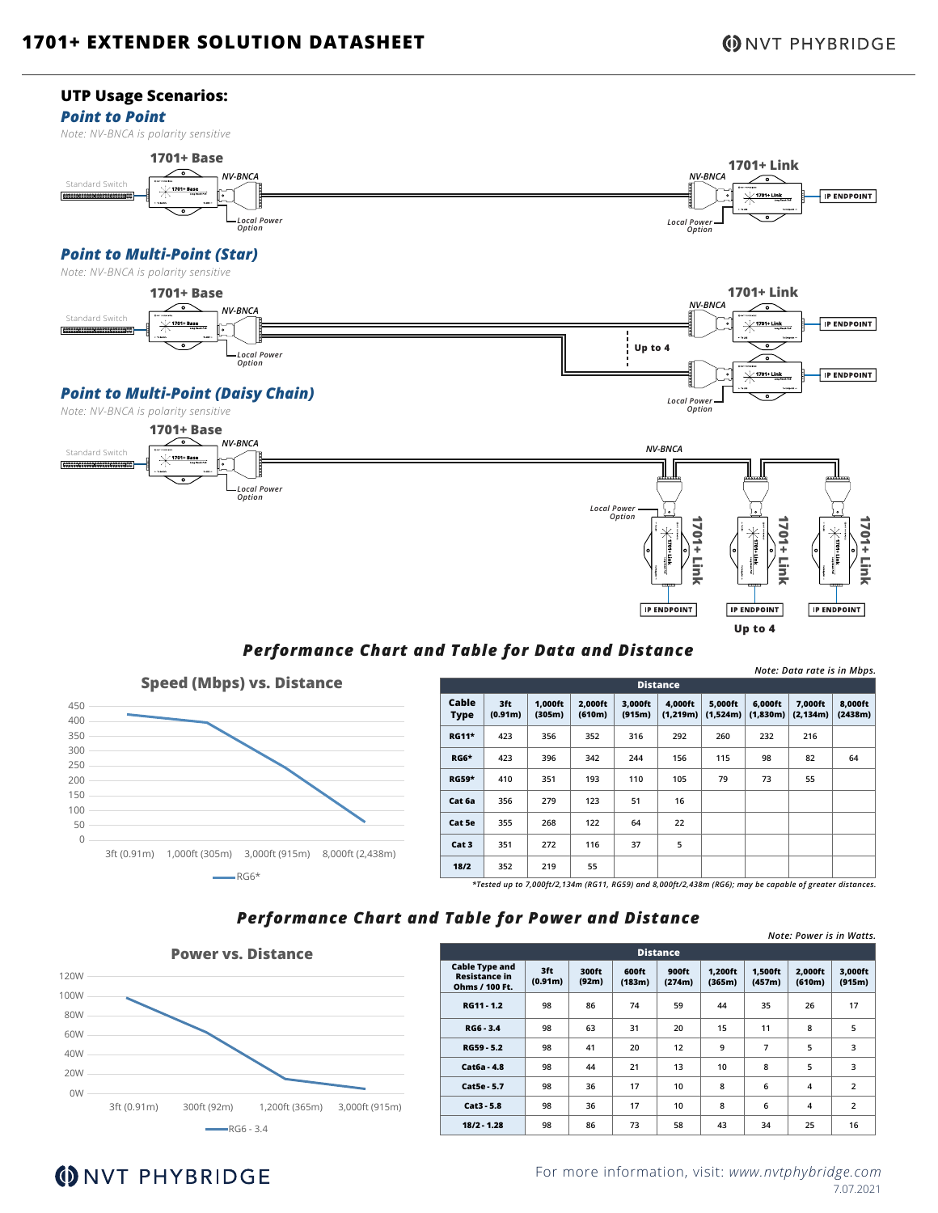## UTP Usage Scenarios:

### *Point to Point*

*Note: NV-BNCA is polarity sensitive*

1701+ Base — Standard Switch — NV-BNCA — Local Power Option — NV-BNCA — 1701+ Link — IP ENDPOINT — Local Power Option

### *Point to Multi-Point (Star)*

*Note: NV-BNCA is polarity sensitive*

1701+ Base — Standard Switch — NV-BNCA — Local Power Option — Up to 4 — NV-BNCA — 1701+ Link — IP ENDPOINT — IP ENDPOINT — Local Power Option

### *Point to Multi-Point (Daisy Chain)*

*Note: NV-BNCA is polarity sensitive*

1701+ Base — Standard Switch — NV-BNCA — Local Power Option — NV-BNCA — Local Power Option — 1701+ Link — 1701+ Link — 1701+ Link — IP ENDPOINT — IP ENDPOINT — IP ENDPOINT — Up to 4

## *Performance Chart and Table for Data and Distance*

**Speed (Mbps) vs. Distance** (RG6*)

*Note: Data rate is in Mbps.*

| Cable Type | Distance 3ft (0.91m) | 1,000ft (305m) | 2,000ft (610m) | 3,000ft (915m) | 4,000ft (1,219m) | 5,000ft (1,524m) | 6,000ft (1,830m) | 7,000ft (2,134m) | 8,000ft (2438m) |
|---|---|---|---|---|---|---|---|---|---|
| RG11* | 423 | 356 | 352 | 316 | 292 | 260 | 232 | 216 | |
| RG6* | 423 | 396 | 342 | 244 | 156 | 115 | 98 | 82 | 64 |
| RG59* | 410 | 351 | 193 | 110 | 105 | 79 | 73 | 55 | |
| Cat 6a | 356 | 279 | 123 | 51 | 16 | | | | |
| Cat 5e | 355 | 268 | 122 | 64 | 22 | | | | |
| Cat 3 | 351 | 272 | 116 | 37 | 5 | | | | |
| 18/2 | 352 | 219 | 55 | | | | | | |

*\*Tested up to 7,000ft/2,134m (RG11, RG59) and 8,000ft/2,438m (RG6); may be capable of greater distances.*

## *Performance Chart and Table for Power and Distance*

**Power vs. Distance** (RG6 - 3.4)

*Note: Power is in Watts.*

| Cable Type and Resistance in Ohms / 100 Ft. | Distance 3ft (0.91m) | 300ft (92m) | 600ft (183m) | 900ft (274m) | 1,200ft (365m) | 1,500ft (457m) | 2,000ft (610m) | 3,000ft (915m) |
|---|---|---|---|---|---|---|---|---|
| RG11 - 1.2 | 98 | 86 | 74 | 59 | 44 | 35 | 26 | 17 |
| RG6 - 3.4 | 98 | 63 | 31 | 20 | 15 | 11 | 8 | 5 |
| RG59 - 5.2 | 98 | 41 | 20 | 12 | 9 | 7 | 5 | 3 |
| Cat6a - 4.8 | 98 | 44 | 21 | 13 | 10 | 8 | 5 | 3 |
| Cat5e - 5.7 | 98 | 36 | 17 | 10 | 8 | 6 | 4 | 2 |
| Cat3 - 5.8 | 98 | 36 | 17 | 10 | 8 | 6 | 4 | 2 |
| 18/2 - 1.28 | 98 | 86 | 73 | 58 | 43 | 34 | 25 | 16 |

For more information, visit: *www.nvtphybridge.com*

7.07.2021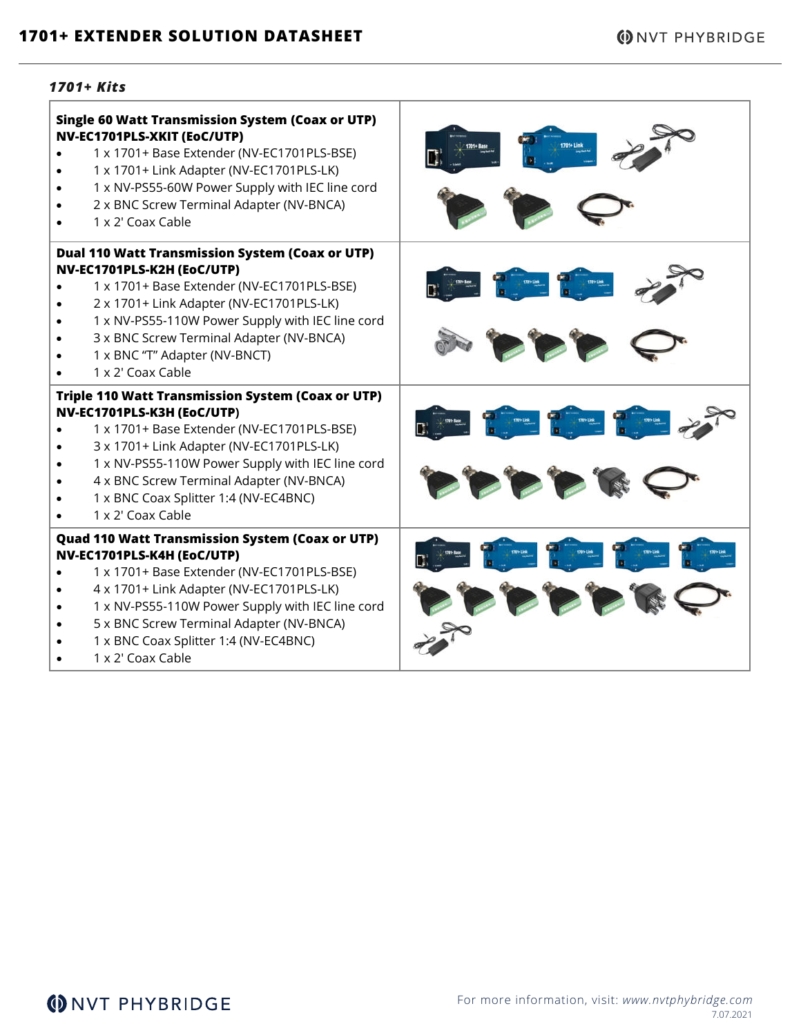*1701+ Kits*

**Single 60 Watt Transmission System (Coax or UTP)**
**NV-EC1701PLS-XKIT (EoC/UTP)**

- 1 x 1701+ Base Extender (NV-EC1701PLS-BSE)
- 1 x 1701+ Link Adapter (NV-EC1701PLS-LK)
- 1 x NV-PS55-60W Power Supply with IEC line cord
- 2 x BNC Screw Terminal Adapter (NV-BNCA)
- 1 x 2' Coax Cable

**Dual 110 Watt Transmission System (Coax or UTP)**
**NV-EC1701PLS-K2H (EoC/UTP)**

- 1 x 1701+ Base Extender (NV-EC1701PLS-BSE)
- 2 x 1701+ Link Adapter (NV-EC1701PLS-LK)
- 1 x NV-PS55-110W Power Supply with IEC line cord
- 3 x BNC Screw Terminal Adapter (NV-BNCA)
- 1 x BNC "T" Adapter (NV-BNCT)
- 1 x 2' Coax Cable

**Triple 110 Watt Transmission System (Coax or UTP)**
**NV-EC1701PLS-K3H (EoC/UTP)**

- 1 x 1701+ Base Extender (NV-EC1701PLS-BSE)
- 3 x 1701+ Link Adapter (NV-EC1701PLS-LK)
- 1 x NV-PS55-110W Power Supply with IEC line cord
- 4 x BNC Screw Terminal Adapter (NV-BNCA)
- 1 x BNC Coax Splitter 1:4 (NV-EC4BNC)
- 1 x 2' Coax Cable

**Quad 110 Watt Transmission System (Coax or UTP)**
**NV-EC1701PLS-K4H (EoC/UTP)**

- 1 x 1701+ Base Extender (NV-EC1701PLS-BSE)
- 4 x 1701+ Link Adapter (NV-EC1701PLS-LK)
- 1 x NV-PS55-110W Power Supply with IEC line cord
- 5 x BNC Screw Terminal Adapter (NV-BNCA)
- 1 x BNC Coax Splitter 1:4 (NV-EC4BNC)
- 1 x 2' Coax Cable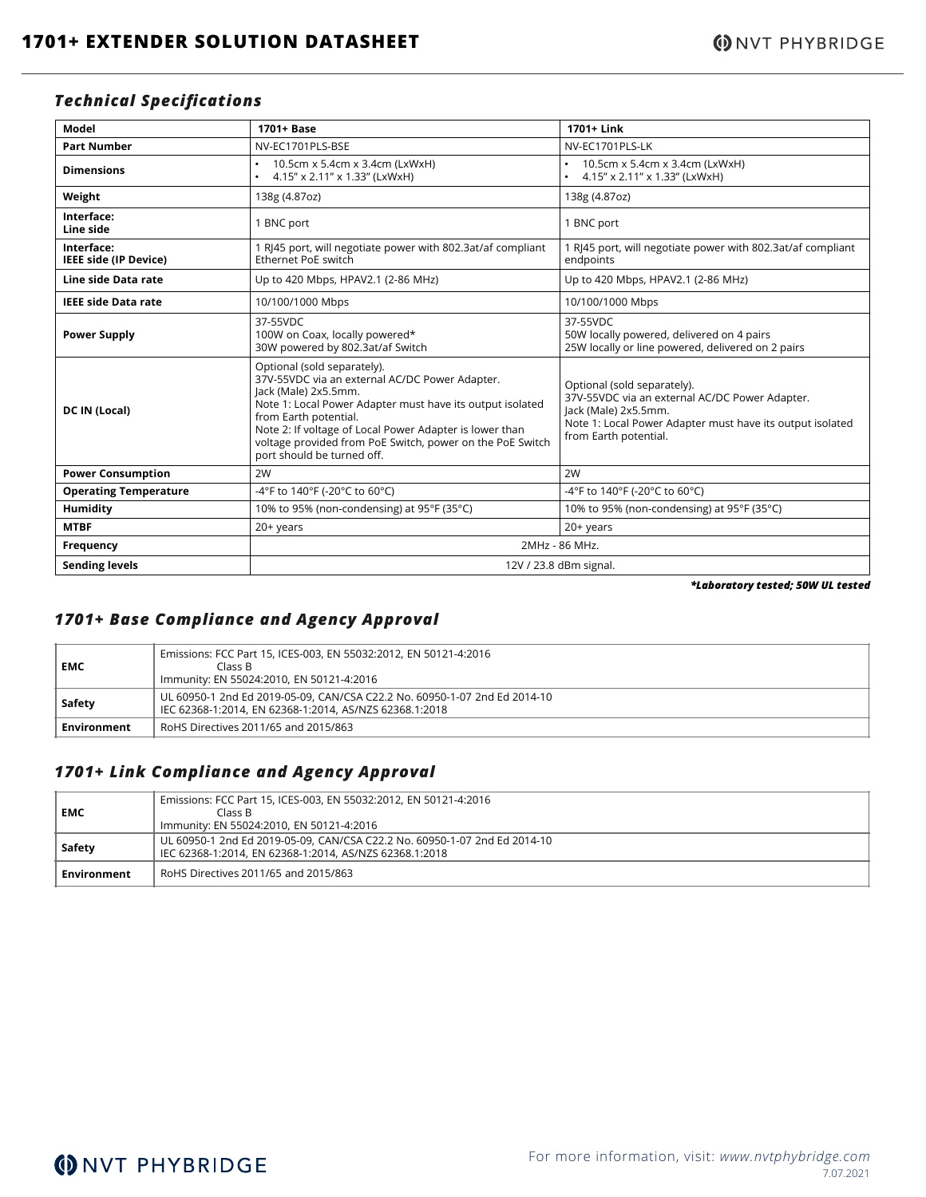## Technical Specifications

| Model | 1701+ Base | 1701+ Link |
|---|---|---|
| **Part Number** | NV-EC1701PLS-BSE | NV-EC1701PLS-LK |
| **Dimensions** | • 10.5cm x 5.4cm x 3.4cm (LxWxH)<br>• 4.15" x 2.11" x 1.33" (LxWxH) | • 10.5cm x 5.4cm x 3.4cm (LxWxH)<br>• 4.15" x 2.11" x 1.33" (LxWxH) |
| **Weight** | 138g (4.87oz) | 138g (4.87oz) |
| **Interface: Line side** | 1 BNC port | 1 BNC port |
| **Interface: IEEE side (IP Device)** | 1 RJ45 port, will negotiate power with 802.3at/af compliant Ethernet PoE switch | 1 RJ45 port, will negotiate power with 802.3at/af compliant endpoints |
| **Line side Data rate** | Up to 420 Mbps, HPAV2.1 (2-86 MHz) | Up to 420 Mbps, HPAV2.1 (2-86 MHz) |
| **IEEE side Data rate** | 10/100/1000 Mbps | 10/100/1000 Mbps |
| **Power Supply** | 37-55VDC<br>100W on Coax, locally powered*<br>30W powered by 802.3at/af Switch | 37-55VDC<br>50W locally powered, delivered on 4 pairs<br>25W locally or line powered, delivered on 2 pairs |
| **DC IN (Local)** | Optional (sold separately).<br>37V-55VDC via an external AC/DC Power Adapter.<br>Jack (Male) 2x5.5mm.<br>Note 1: Local Power Adapter must have its output isolated from Earth potential.<br>Note 2: If voltage of Local Power Adapter is lower than voltage provided from PoE Switch, power on the PoE Switch port should be turned off. | Optional (sold separately).<br>37V-55VDC via an external AC/DC Power Adapter.<br>Jack (Male) 2x5.5mm.<br>Note 1: Local Power Adapter must have its output isolated from Earth potential. |
| **Power Consumption** | 2W | 2W |
| **Operating Temperature** | -4°F to 140°F (-20°C to 60°C) | -4°F to 140°F (-20°C to 60°C) |
| **Humidity** | 10% to 95% (non-condensing) at 95°F (35°C) | 10% to 95% (non-condensing) at 95°F (35°C) |
| **MTBF** | 20+ years | 20+ years |
| **Frequency** | 2MHz - 86 MHz. | |
| **Sending levels** | 12V / 23.8 dBm signal. | |

***Laboratory tested; 50W UL tested***

## 1701+ Base Compliance and Agency Approval

| | |
|---|---|
| **EMC** | Emissions: FCC Part 15, ICES-003, EN 55032:2012, EN 50121-4:2016<br>Class B<br>Immunity: EN 55024:2010, EN 50121-4:2016 |
| **Safety** | UL 60950-1 2nd Ed 2019-05-09, CAN/CSA C22.2 No. 60950-1-07 2nd Ed 2014-10<br>IEC 62368-1:2014, EN 62368-1:2014, AS/NZS 62368.1:2018 |
| **Environment** | RoHS Directives 2011/65 and 2015/863 |

## 1701+ Link Compliance and Agency Approval

| | |
|---|---|
| **EMC** | Emissions: FCC Part 15, ICES-003, EN 55032:2012, EN 50121-4:2016<br>Class B<br>Immunity: EN 55024:2010, EN 50121-4:2016 |
| **Safety** | UL 60950-1 2nd Ed 2019-05-09, CAN/CSA C22.2 No. 60950-1-07 2nd Ed 2014-10<br>IEC 62368-1:2014, EN 62368-1:2014, AS/NZS 62368.1:2018 |
| **Environment** | RoHS Directives 2011/65 and 2015/863 |

For more information, visit: *www.nvtphybridge.com*
7.07.2021